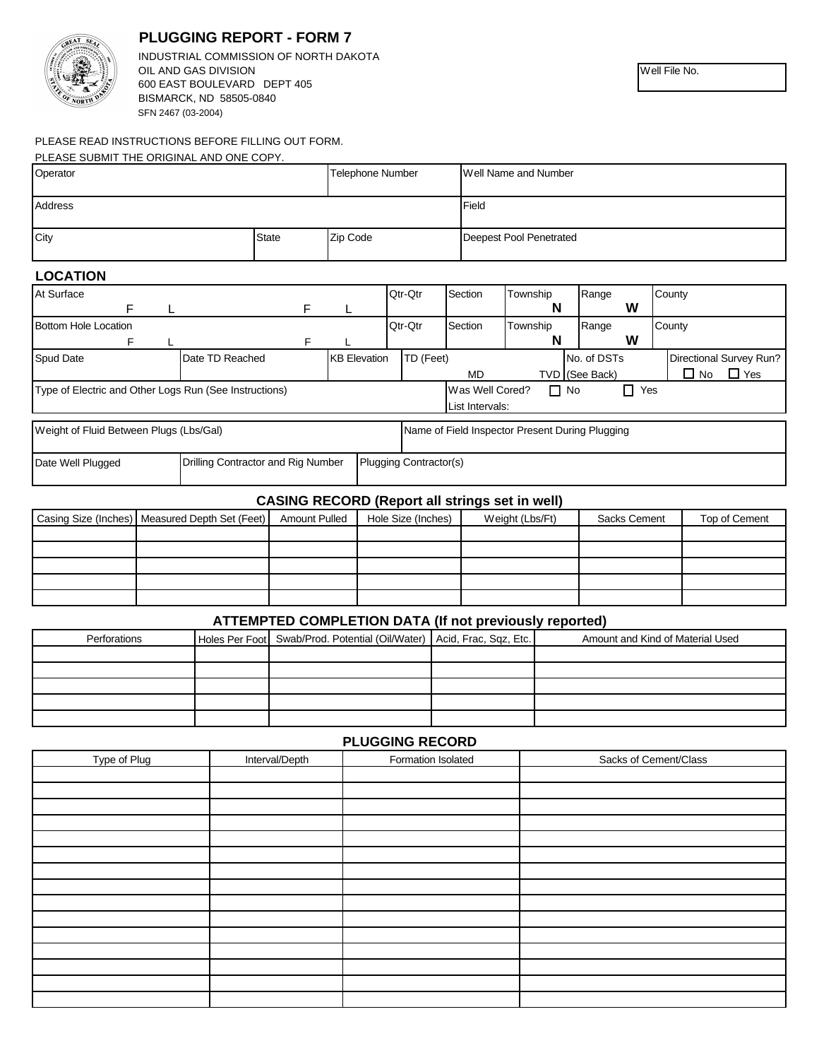# PLUGGING REPORT - FORM 7

INDUSTRIAL COMMISSION OF NORTH DAKOTA
OIL AND GAS DIVISION
600 EAST BOULEVARD DEPT 405
BISMARCK, ND 58505-0840
SFN 2467 (03-2004)

| Well File No. |
|---|
| |

PLEASE READ INSTRUCTIONS BEFORE FILLING OUT FORM.
PLEASE SUBMIT THE ORIGINAL AND ONE COPY.

| Operator | | Telephone Number | Well Name and Number |
|---|---|---|---|
| Address | | | Field |
| City | State | Zip Code | Deepest Pool Penetrated |

## LOCATION

| At Surface | Qtr-Qtr | Section | Township | Range | County |
|---|---|---|---|---|---|
| F L F L | | | N | W | |
| **Bottom Hole Location** | **Qtr-Qtr** | **Section** | **Township** | **Range** | **County** |
| F L F L | | | N | W | |

| Spud Date | Date TD Reached | KB Elevation | TD (Feet) | No. of DSTs (See Back) | Directional Survey Run? |
|---|---|---|---|---|---|
| | | | MD TVD | | ☐ No ☐ Yes |

| Type of Electric and Other Logs Run (See Instructions) | Was Well Cored? ☐ No ☐ Yes<br>List Intervals: |
|---|---|
| | |

| Weight of Fluid Between Plugs (Lbs/Gal) | | Name of Field Inspector Present During Plugging |
|---|---|---|
| **Date Well Plugged** | **Drilling Contractor and Rig Number** | **Plugging Contractor(s)** |
| | | |

## CASING RECORD (Report all strings set in well)

| Casing Size (Inches) | Measured Depth Set (Feet) | Amount Pulled | Hole Size (Inches) | Weight (Lbs/Ft) | Sacks Cement | Top of Cement |
|---|---|---|---|---|---|---|
| | | | | | | |
| | | | | | | |
| | | | | | | |
| | | | | | | |
| | | | | | | |

## ATTEMPTED COMPLETION DATA (If not previously reported)

| Perforations | Holes Per Foot | Swab/Prod. Potential (Oil/Water) | Acid, Frac, Sqz, Etc. | Amount and Kind of Material Used |
|---|---|---|---|---|
| | | | | |
| | | | | |
| | | | | |
| | | | | |
| | | | | |

## PLUGGING RECORD

| Type of Plug | Interval/Depth | Formation Isolated | Sacks of Cement/Class |
|---|---|---|---|
| | | | |
| | | | |
| | | | |
| | | | |
| | | | |
| | | | |
| | | | |
| | | | |
| | | | |
| | | | |
| | | | |
| | | | |
| | | | |
| | | | |
| | | | |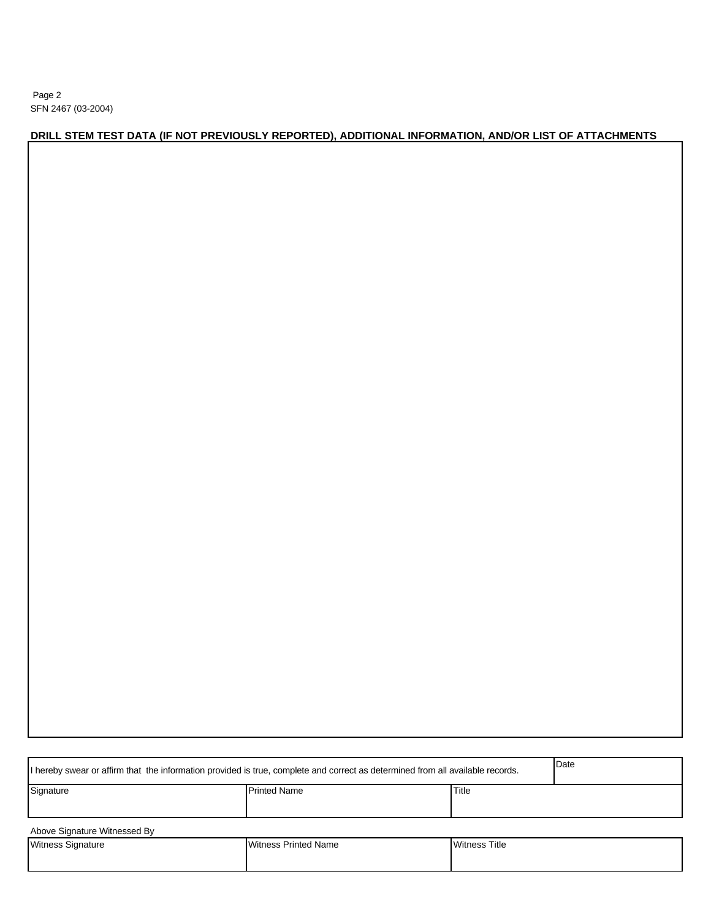Page 2
SFN 2467 (03-2004)

## DRILL STEM TEST DATA (IF NOT PREVIOUSLY REPORTED), ADDITIONAL INFORMATION, AND/OR LIST OF ATTACHMENTS

| I hereby swear or affirm that the information provided is true, complete and correct as determined from all available records. | | Date |
| --- | --- | --- |
| Signature | Printed Name | Title |

Above Signature Witnessed By

| Witness Signature | Witness Printed Name | Witness Title |
| --- | --- | --- |
| | | |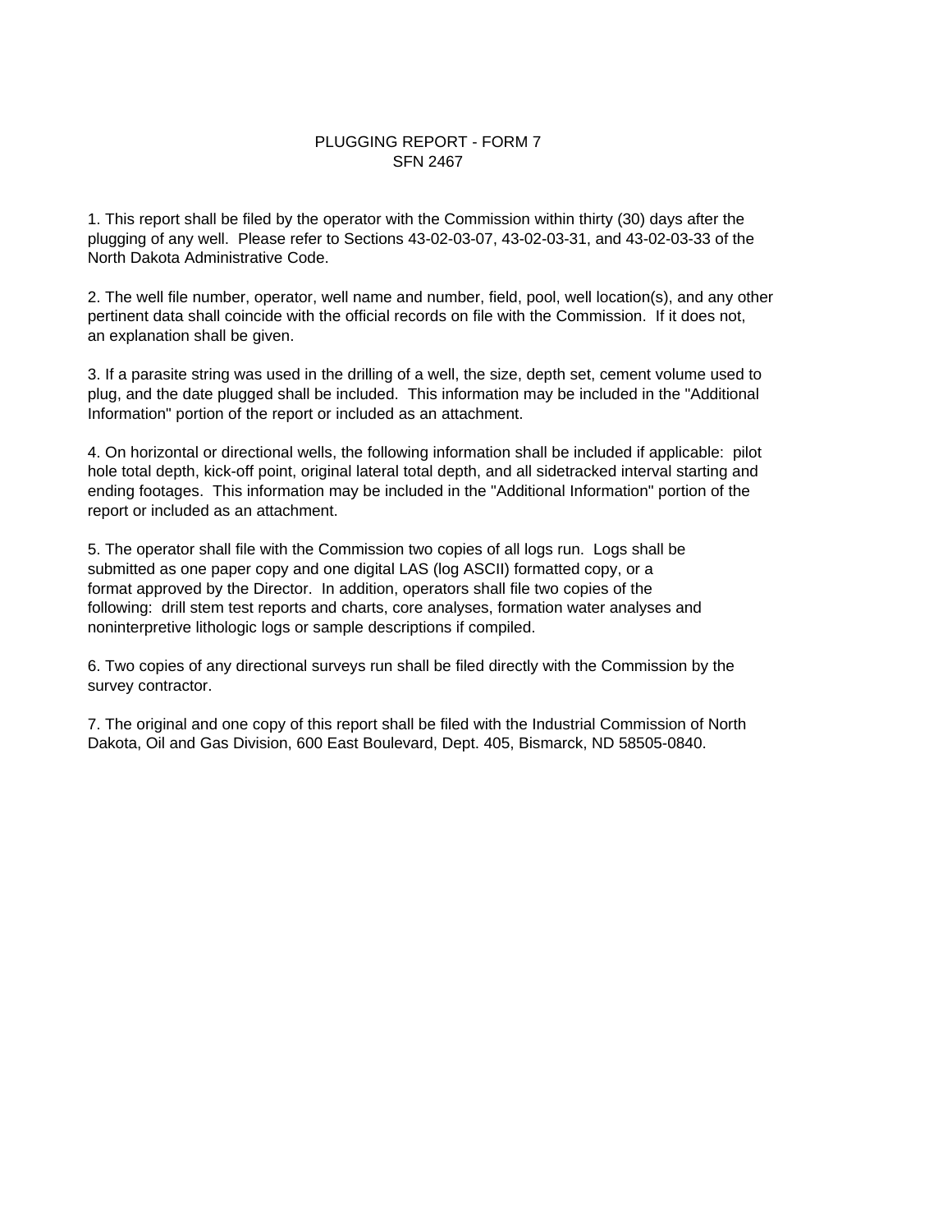# PLUGGING REPORT - FORM 7
## SFN 2467

1. This report shall be filed by the operator with the Commission within thirty (30) days after the plugging of any well. Please refer to Sections 43-02-03-07, 43-02-03-31, and 43-02-03-33 of the North Dakota Administrative Code.

2. The well file number, operator, well name and number, field, pool, well location(s), and any other pertinent data shall coincide with the official records on file with the Commission. If it does not, an explanation shall be given.

3. If a parasite string was used in the drilling of a well, the size, depth set, cement volume used to plug, and the date plugged shall be included. This information may be included in the "Additional Information" portion of the report or included as an attachment.

4. On horizontal or directional wells, the following information shall be included if applicable: pilot hole total depth, kick-off point, original lateral total depth, and all sidetracked interval starting and ending footages. This information may be included in the "Additional Information" portion of the report or included as an attachment.

5. The operator shall file with the Commission two copies of all logs run. Logs shall be submitted as one paper copy and one digital LAS (log ASCII) formatted copy, or a format approved by the Director. In addition, operators shall file two copies of the following: drill stem test reports and charts, core analyses, formation water analyses and noninterpretive lithologic logs or sample descriptions if compiled.

6. Two copies of any directional surveys run shall be filed directly with the Commission by the survey contractor.

7. The original and one copy of this report shall be filed with the Industrial Commission of North Dakota, Oil and Gas Division, 600 East Boulevard, Dept. 405, Bismarck, ND 58505-0840.